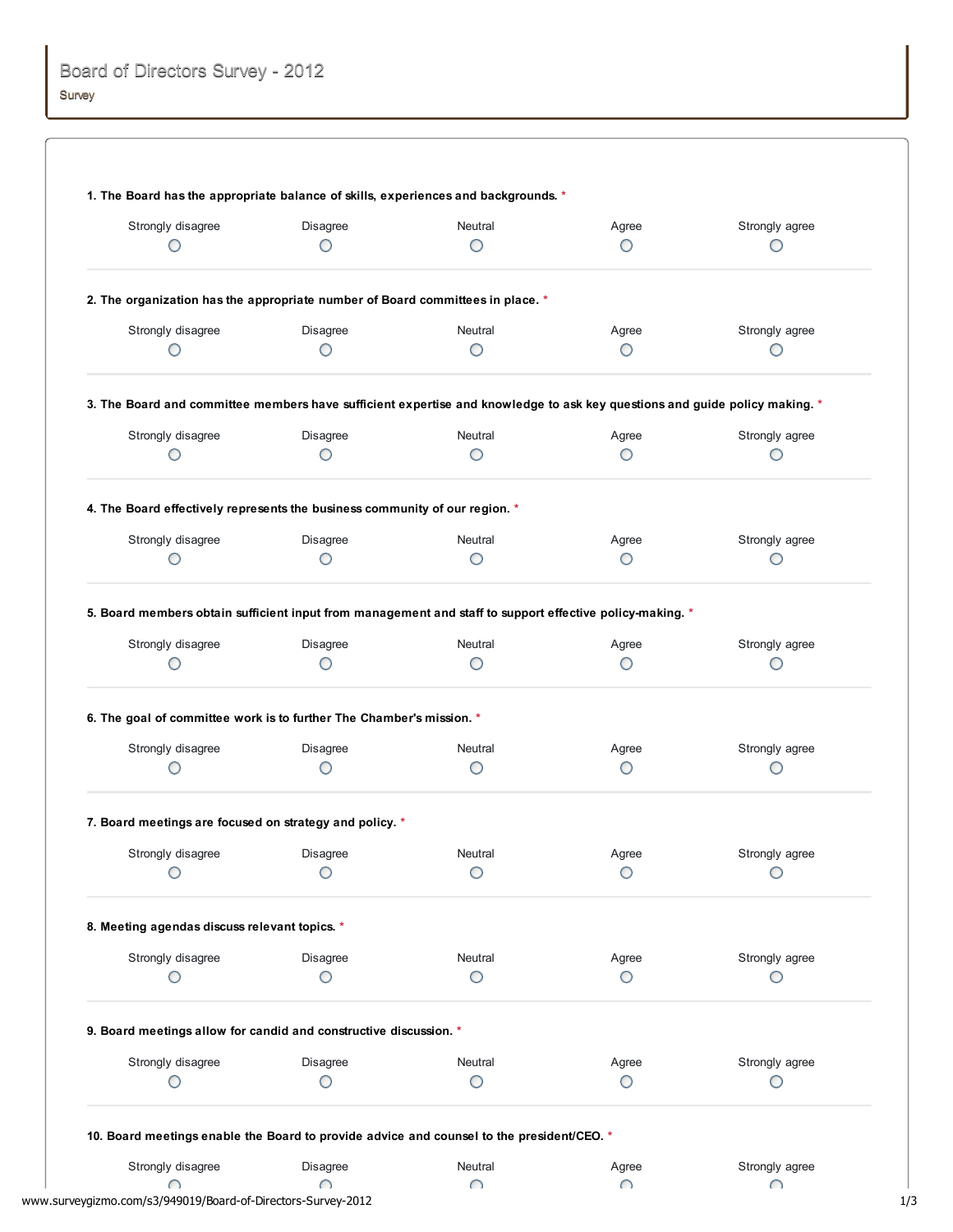# Board of Directors Survey - 2012

Survey

**1. The Board has the appropriate balance of skills, experiences and backgrounds.** *

| Strongly disagree | Disagree | Neutral | Agree | Strongly agree |
|---|---|---|---|---|
| ○ | ○ | ○ | ○ | ○ |

**2. The organization has the appropriate number of Board committees in place.** *

| Strongly disagree | Disagree | Neutral | Agree | Strongly agree |
|---|---|---|---|---|
| ○ | ○ | ○ | ○ | ○ |

**3. The Board and committee members have sufficient expertise and knowledge to ask key questions and guide policy making.** *

| Strongly disagree | Disagree | Neutral | Agree | Strongly agree |
|---|---|---|---|---|
| ○ | ○ | ○ | ○ | ○ |

**4. The Board effectively represents the business community of our region.** *

| Strongly disagree | Disagree | Neutral | Agree | Strongly agree |
|---|---|---|---|---|
| ○ | ○ | ○ | ○ | ○ |

**5. Board members obtain sufficient input from management and staff to support effective policy-making.** *

| Strongly disagree | Disagree | Neutral | Agree | Strongly agree |
|---|---|---|---|---|
| ○ | ○ | ○ | ○ | ○ |

**6. The goal of committee work is to further The Chamber's mission.** *

| Strongly disagree | Disagree | Neutral | Agree | Strongly agree |
|---|---|---|---|---|
| ○ | ○ | ○ | ○ | ○ |

**7. Board meetings are focused on strategy and policy.** *

| Strongly disagree | Disagree | Neutral | Agree | Strongly agree |
|---|---|---|---|---|
| ○ | ○ | ○ | ○ | ○ |

**8. Meeting agendas discuss relevant topics.** *

| Strongly disagree | Disagree | Neutral | Agree | Strongly agree |
|---|---|---|---|---|
| ○ | ○ | ○ | ○ | ○ |

**9. Board meetings allow for candid and constructive discussion.** *

| Strongly disagree | Disagree | Neutral | Agree | Strongly agree |
|---|---|---|---|---|
| ○ | ○ | ○ | ○ | ○ |

**10. Board meetings enable the Board to provide advice and counsel to the president/CEO.** *

| Strongly disagree | Disagree | Neutral | Agree | Strongly agree |
|---|---|---|---|---|
| ○ | ○ | ○ | ○ | ○ |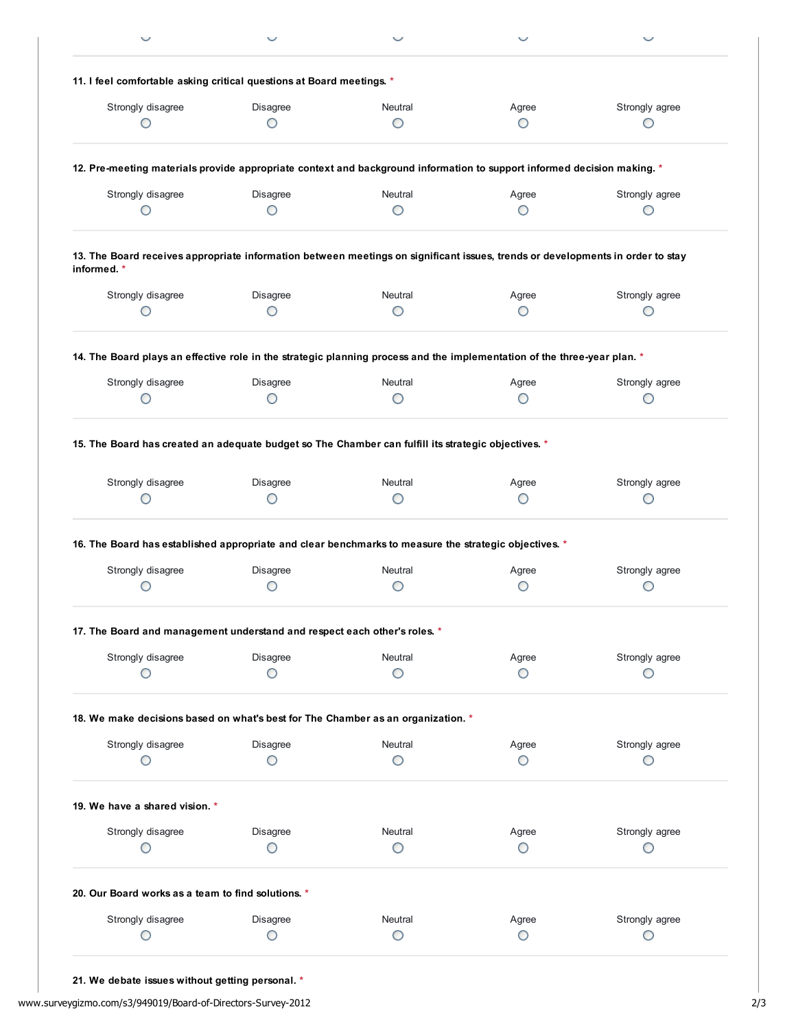**11. I feel comfortable asking critical questions at Board meetings.** *

| Strongly disagree | Disagree | Neutral | Agree | Strongly agree |
|---|---|---|---|---|
| ○ | ○ | ○ | ○ | ○ |

**12. Pre-meeting materials provide appropriate context and background information to support informed decision making.** *

| Strongly disagree | Disagree | Neutral | Agree | Strongly agree |
|---|---|---|---|---|
| ○ | ○ | ○ | ○ | ○ |

**13. The Board receives appropriate information between meetings on significant issues, trends or developments in order to stay informed.** *

| Strongly disagree | Disagree | Neutral | Agree | Strongly agree |
|---|---|---|---|---|
| ○ | ○ | ○ | ○ | ○ |

**14. The Board plays an effective role in the strategic planning process and the implementation of the three-year plan.** *

| Strongly disagree | Disagree | Neutral | Agree | Strongly agree |
|---|---|---|---|---|
| ○ | ○ | ○ | ○ | ○ |

**15. The Board has created an adequate budget so The Chamber can fulfill its strategic objectives.** *

| Strongly disagree | Disagree | Neutral | Agree | Strongly agree |
|---|---|---|---|---|
| ○ | ○ | ○ | ○ | ○ |

**16. The Board has established appropriate and clear benchmarks to measure the strategic objectives.** *

| Strongly disagree | Disagree | Neutral | Agree | Strongly agree |
|---|---|---|---|---|
| ○ | ○ | ○ | ○ | ○ |

**17. The Board and management understand and respect each other's roles.** *

| Strongly disagree | Disagree | Neutral | Agree | Strongly agree |
|---|---|---|---|---|
| ○ | ○ | ○ | ○ | ○ |

**18. We make decisions based on what's best for The Chamber as an organization.** *

| Strongly disagree | Disagree | Neutral | Agree | Strongly agree |
|---|---|---|---|---|
| ○ | ○ | ○ | ○ | ○ |

**19. We have a shared vision.** *

| Strongly disagree | Disagree | Neutral | Agree | Strongly agree |
|---|---|---|---|---|
| ○ | ○ | ○ | ○ | ○ |

**20. Our Board works as a team to find solutions.** *

| Strongly disagree | Disagree | Neutral | Agree | Strongly agree |
|---|---|---|---|---|
| ○ | ○ | ○ | ○ | ○ |

**21. We debate issues without getting personal.** *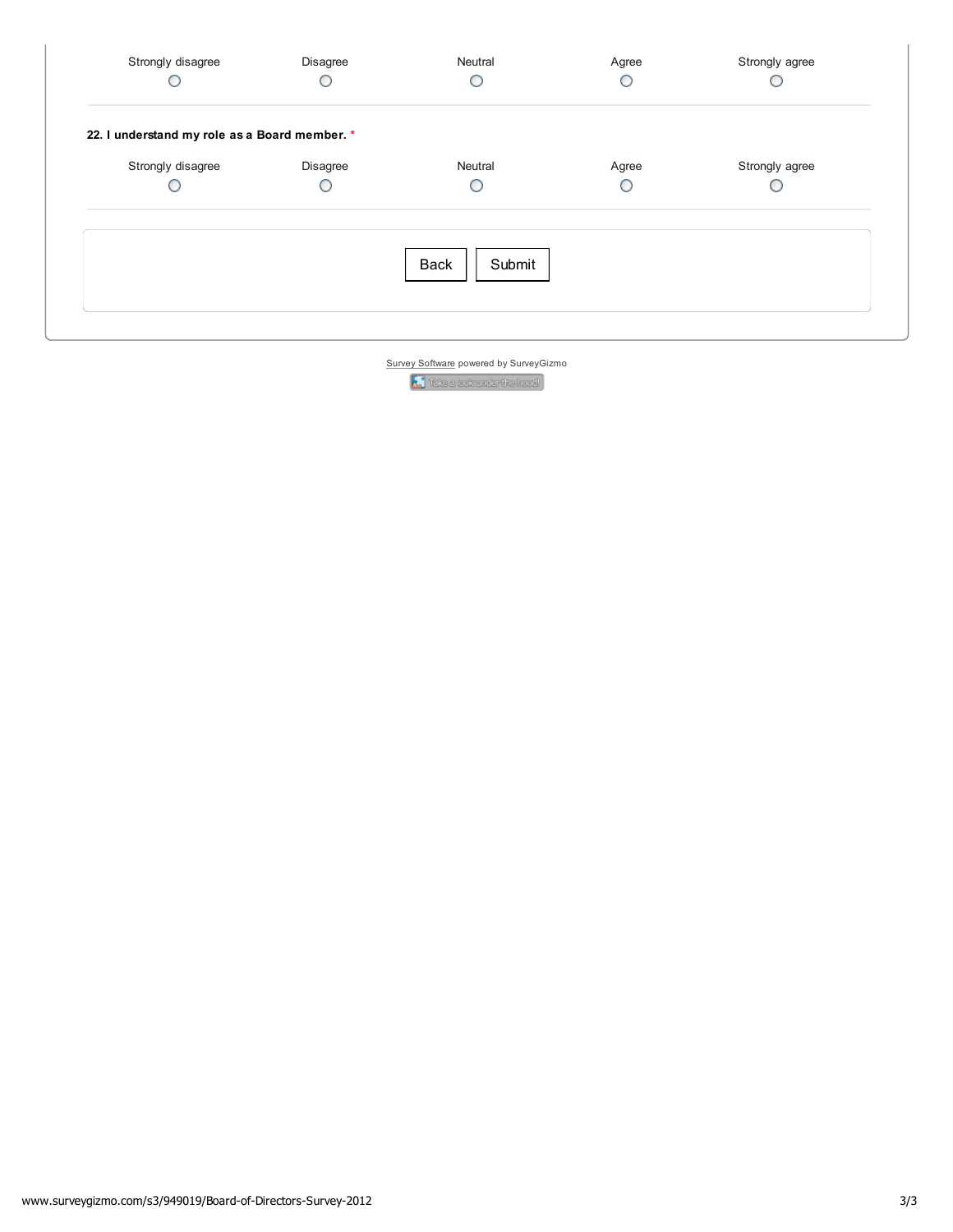| Strongly disagree | Disagree | Neutral | Agree | Strongly agree |
| --- | --- | --- | --- | --- |
| ○ | ○ | ○ | ○ | ○ |

**22. I understand my role as a Board member.** *

| Strongly disagree | Disagree | Neutral | Agree | Strongly agree |
| --- | --- | --- | --- | --- |
| ○ | ○ | ○ | ○ | ○ |

Back Submit

Survey Software powered by SurveyGizmo

Take a look under the hood!